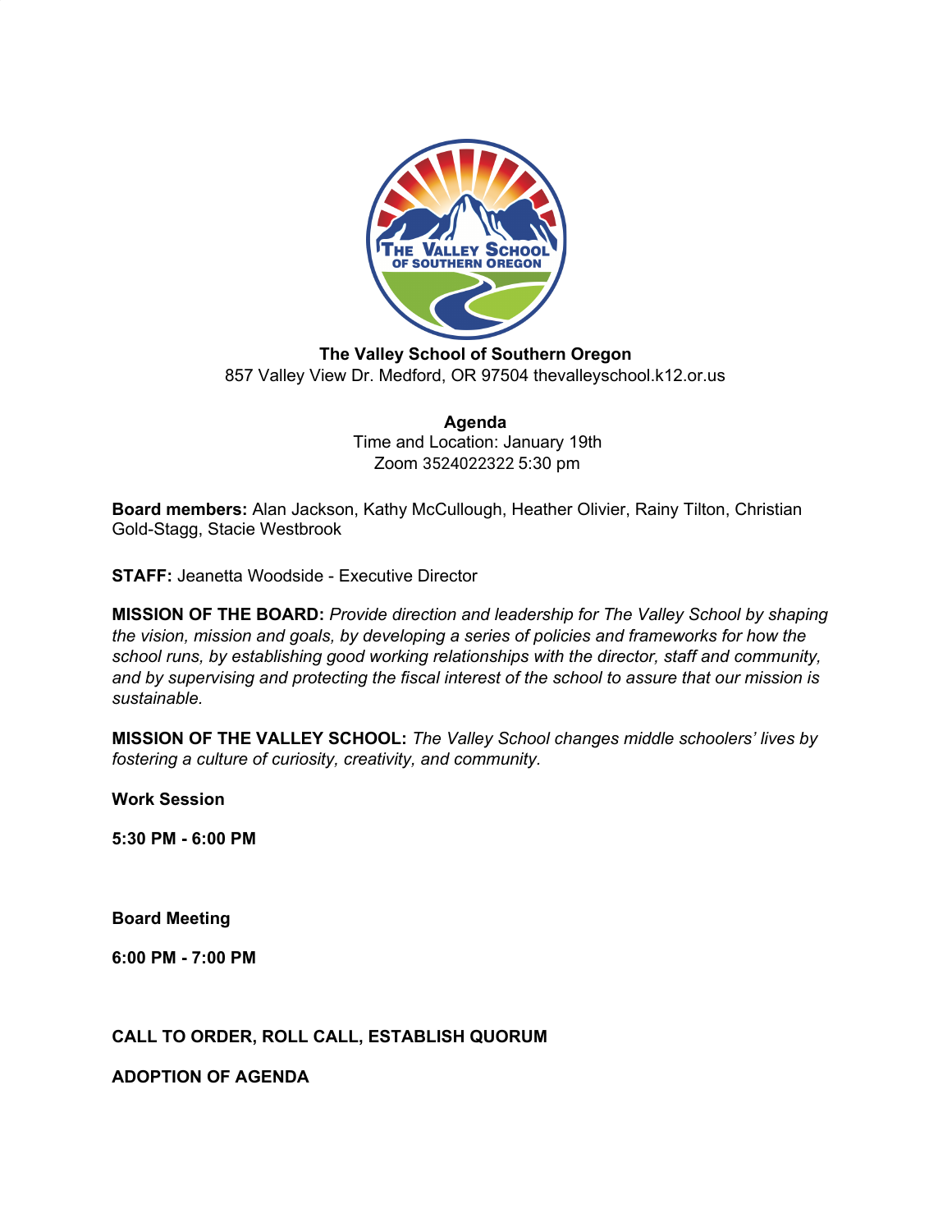**The Valley School of Southern Oregon**
857 Valley View Dr. Medford, OR 97504 thevalleyschool.k12.or.us

**Agenda**
Time and Location: January 19th
Zoom 3524022322 5:30 pm

**Board members:** Alan Jackson, Kathy McCullough, Heather Olivier, Rainy Tilton, Christian Gold-Stagg, Stacie Westbrook

**STAFF:** Jeanetta Woodside - Executive Director

**MISSION OF THE BOARD:** *Provide direction and leadership for The Valley School by shaping the vision, mission and goals, by developing a series of policies and frameworks for how the school runs, by establishing good working relationships with the director, staff and community, and by supervising and protecting the fiscal interest of the school to assure that our mission is sustainable.*

**MISSION OF THE VALLEY SCHOOL:** *The Valley School changes middle schoolers' lives by fostering a culture of curiosity, creativity, and community.*

**Work Session**

**5:30 PM - 6:00 PM**

**Board Meeting**

**6:00 PM - 7:00 PM**

**CALL TO ORDER, ROLL CALL, ESTABLISH QUORUM**

**ADOPTION OF AGENDA**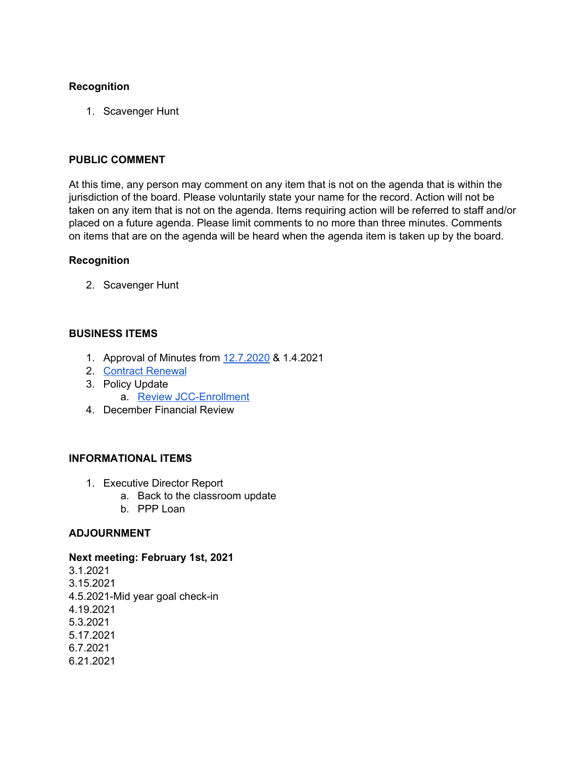**Recognition**

1. Scavenger Hunt

**PUBLIC COMMENT**

At this time, any person may comment on any item that is not on the agenda that is within the jurisdiction of the board. Please voluntarily state your name for the record. Action will not be taken on any item that is not on the agenda. Items requiring action will be referred to staff and/or placed on a future agenda. Please limit comments to no more than three minutes. Comments on items that are on the agenda will be heard when the agenda item is taken up by the board.

**Recognition**

2. Scavenger Hunt

**BUSINESS ITEMS**

1. Approval of Minutes from 12.7.2020 & 1.4.2021
2. Contract Renewal
3. Policy Update
   a. Review JCC-Enrollment
4. December Financial Review

**INFORMATIONAL ITEMS**

1. Executive Director Report
   a. Back to the classroom update
   b. PPP Loan

**ADJOURNMENT**

**Next meeting: February 1st, 2021**
3.1.2021
3.15.2021
4.5.2021-Mid year goal check-in
4.19.2021
5.3.2021
5.17.2021
6.7.2021
6.21.2021